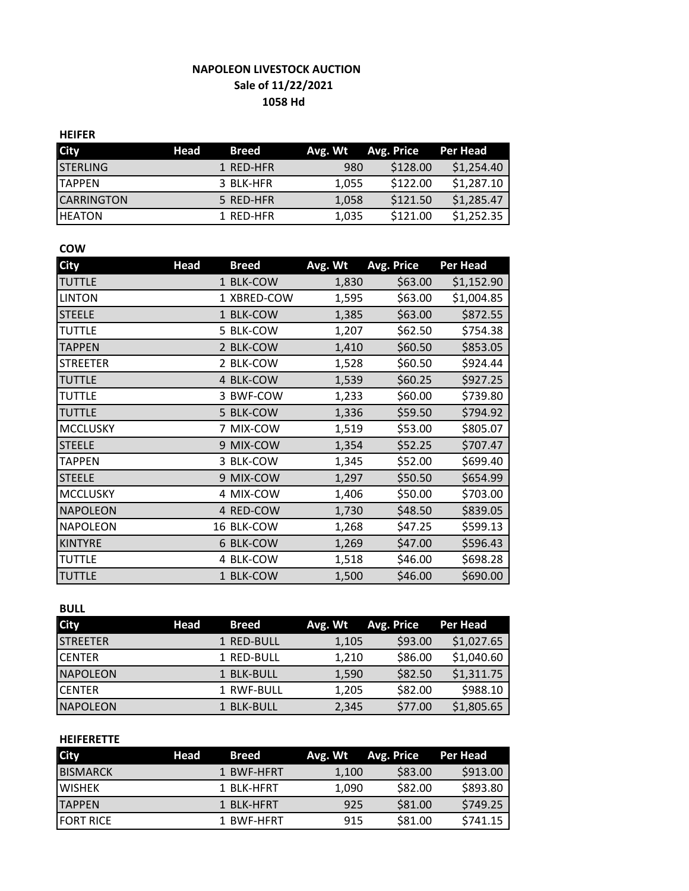# NAPOLEON LIVESTOCK AUCTION

**Sale of 11/22/2021**

**1058 Hd**

### HEIFER

| City | Head | Breed | Avg. Wt | Avg. Price | Per Head |
|---|---|---|---|---|---|
| STERLING | 1 | RED-HFR | 980 | $128.00 | $1,254.40 |
| TAPPEN | 3 | BLK-HFR | 1,055 | $122.00 | $1,287.10 |
| CARRINGTON | 5 | RED-HFR | 1,058 | $121.50 | $1,285.47 |
| HEATON | 1 | RED-HFR | 1,035 | $121.00 | $1,252.35 |

### COW

| City | Head | Breed | Avg. Wt | Avg. Price | Per Head |
|---|---|---|---|---|---|
| TUTTLE | 1 | BLK-COW | 1,830 | $63.00 | $1,152.90 |
| LINTON | 1 | XBRED-COW | 1,595 | $63.00 | $1,004.85 |
| STEELE | 1 | BLK-COW | 1,385 | $63.00 | $872.55 |
| TUTTLE | 5 | BLK-COW | 1,207 | $62.50 | $754.38 |
| TAPPEN | 2 | BLK-COW | 1,410 | $60.50 | $853.05 |
| STREETER | 2 | BLK-COW | 1,528 | $60.50 | $924.44 |
| TUTTLE | 4 | BLK-COW | 1,539 | $60.25 | $927.25 |
| TUTTLE | 3 | BWF-COW | 1,233 | $60.00 | $739.80 |
| TUTTLE | 5 | BLK-COW | 1,336 | $59.50 | $794.92 |
| MCCLUSKY | 7 | MIX-COW | 1,519 | $53.00 | $805.07 |
| STEELE | 9 | MIX-COW | 1,354 | $52.25 | $707.47 |
| TAPPEN | 3 | BLK-COW | 1,345 | $52.00 | $699.40 |
| STEELE | 9 | MIX-COW | 1,297 | $50.50 | $654.99 |
| MCCLUSKY | 4 | MIX-COW | 1,406 | $50.00 | $703.00 |
| NAPOLEON | 4 | RED-COW | 1,730 | $48.50 | $839.05 |
| NAPOLEON | 16 | BLK-COW | 1,268 | $47.25 | $599.13 |
| KINTYRE | 6 | BLK-COW | 1,269 | $47.00 | $596.43 |
| TUTTLE | 4 | BLK-COW | 1,518 | $46.00 | $698.28 |
| TUTTLE | 1 | BLK-COW | 1,500 | $46.00 | $690.00 |

### BULL

| City | Head | Breed | Avg. Wt | Avg. Price | Per Head |
|---|---|---|---|---|---|
| STREETER | 1 | RED-BULL | 1,105 | $93.00 | $1,027.65 |
| CENTER | 1 | RED-BULL | 1,210 | $86.00 | $1,040.60 |
| NAPOLEON | 1 | BLK-BULL | 1,590 | $82.50 | $1,311.75 |
| CENTER | 1 | RWF-BULL | 1,205 | $82.00 | $988.10 |
| NAPOLEON | 1 | BLK-BULL | 2,345 | $77.00 | $1,805.65 |

### HEIFERETTE

| City | Head | Breed | Avg. Wt | Avg. Price | Per Head |
|---|---|---|---|---|---|
| BISMARCK | 1 | BWF-HFRT | 1,100 | $83.00 | $913.00 |
| WISHEK | 1 | BLK-HFRT | 1,090 | $82.00 | $893.80 |
| TAPPEN | 1 | BLK-HFRT | 925 | $81.00 | $749.25 |
| FORT RICE | 1 | BWF-HFRT | 915 | $81.00 | $741.15 |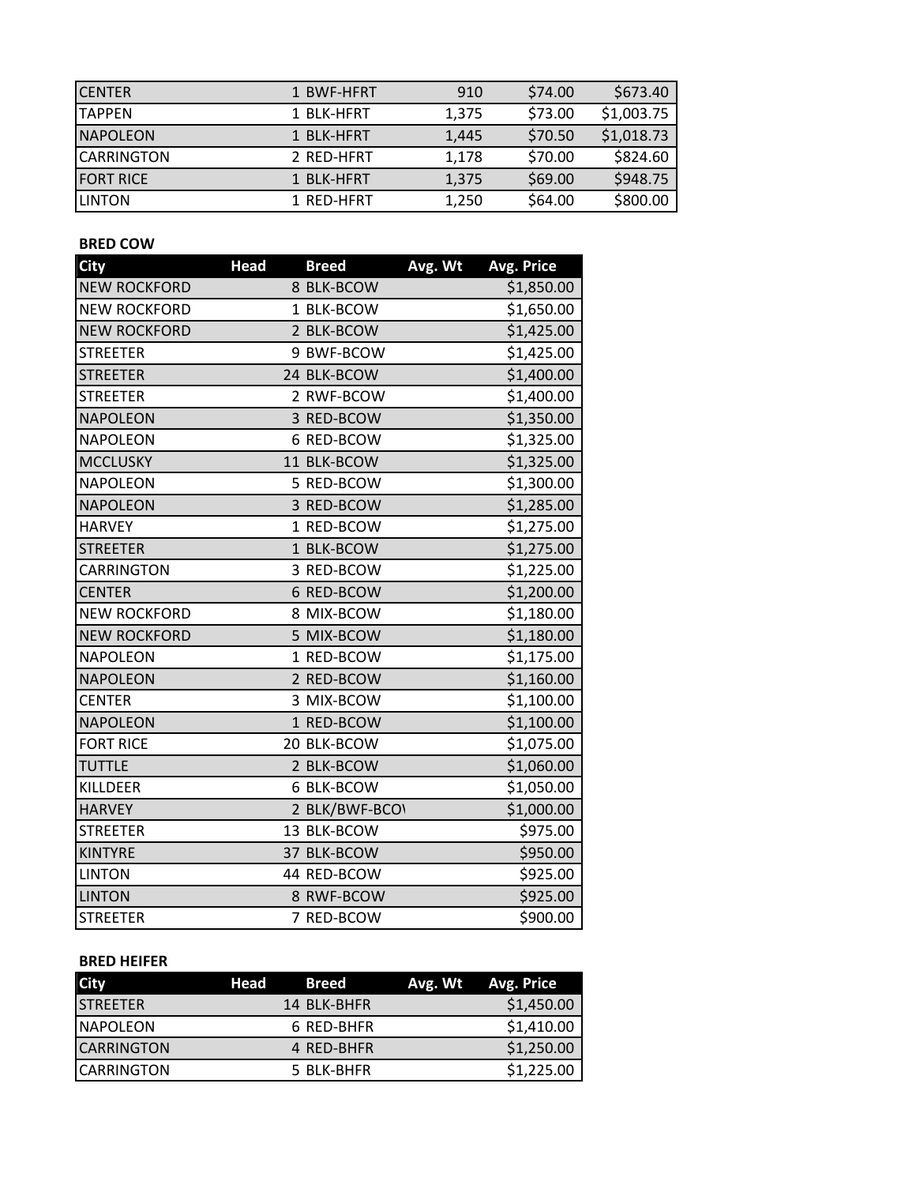| | | | | | |
|---|---|---|---|---|---|
| CENTER | 1 | BWF-HFRT | 910 | $74.00 | $673.40 |
| TAPPEN | 1 | BLK-HFRT | 1,375 | $73.00 | $1,003.75 |
| NAPOLEON | 1 | BLK-HFRT | 1,445 | $70.50 | $1,018.73 |
| CARRINGTON | 2 | RED-HFRT | 1,178 | $70.00 | $824.60 |
| FORT RICE | 1 | BLK-HFRT | 1,375 | $69.00 | $948.75 |
| LINTON | 1 | RED-HFRT | 1,250 | $64.00 | $800.00 |

**BRED COW**

| City | Head | Breed | Avg. Wt | Avg. Price |
|---|---|---|---|---|
| NEW ROCKFORD | 8 | BLK-BCOW | | $1,850.00 |
| NEW ROCKFORD | 1 | BLK-BCOW | | $1,650.00 |
| NEW ROCKFORD | 2 | BLK-BCOW | | $1,425.00 |
| STREETER | 9 | BWF-BCOW | | $1,425.00 |
| STREETER | 24 | BLK-BCOW | | $1,400.00 |
| STREETER | 2 | RWF-BCOW | | $1,400.00 |
| NAPOLEON | 3 | RED-BCOW | | $1,350.00 |
| NAPOLEON | 6 | RED-BCOW | | $1,325.00 |
| MCCLUSKY | 11 | BLK-BCOW | | $1,325.00 |
| NAPOLEON | 5 | RED-BCOW | | $1,300.00 |
| NAPOLEON | 3 | RED-BCOW | | $1,285.00 |
| HARVEY | 1 | RED-BCOW | | $1,275.00 |
| STREETER | 1 | BLK-BCOW | | $1,275.00 |
| CARRINGTON | 3 | RED-BCOW | | $1,225.00 |
| CENTER | 6 | RED-BCOW | | $1,200.00 |
| NEW ROCKFORD | 8 | MIX-BCOW | | $1,180.00 |
| NEW ROCKFORD | 5 | MIX-BCOW | | $1,180.00 |
| NAPOLEON | 1 | RED-BCOW | | $1,175.00 |
| NAPOLEON | 2 | RED-BCOW | | $1,160.00 |
| CENTER | 3 | MIX-BCOW | | $1,100.00 |
| NAPOLEON | 1 | RED-BCOW | | $1,100.00 |
| FORT RICE | 20 | BLK-BCOW | | $1,075.00 |
| TUTTLE | 2 | BLK-BCOW | | $1,060.00 |
| KILLDEER | 6 | BLK-BCOW | | $1,050.00 |
| HARVEY | 2 | BLK/BWF-BCOW | | $1,000.00 |
| STREETER | 13 | BLK-BCOW | | $975.00 |
| KINTYRE | 37 | BLK-BCOW | | $950.00 |
| LINTON | 44 | RED-BCOW | | $925.00 |
| LINTON | 8 | RWF-BCOW | | $925.00 |
| STREETER | 7 | RED-BCOW | | $900.00 |

**BRED HEIFER**

| City | Head | Breed | Avg. Wt | Avg. Price |
|---|---|---|---|---|
| STREETER | 14 | BLK-BHFR | | $1,450.00 |
| NAPOLEON | 6 | RED-BHFR | | $1,410.00 |
| CARRINGTON | 4 | RED-BHFR | | $1,250.00 |
| CARRINGTON | 5 | BLK-BHFR | | $1,225.00 |